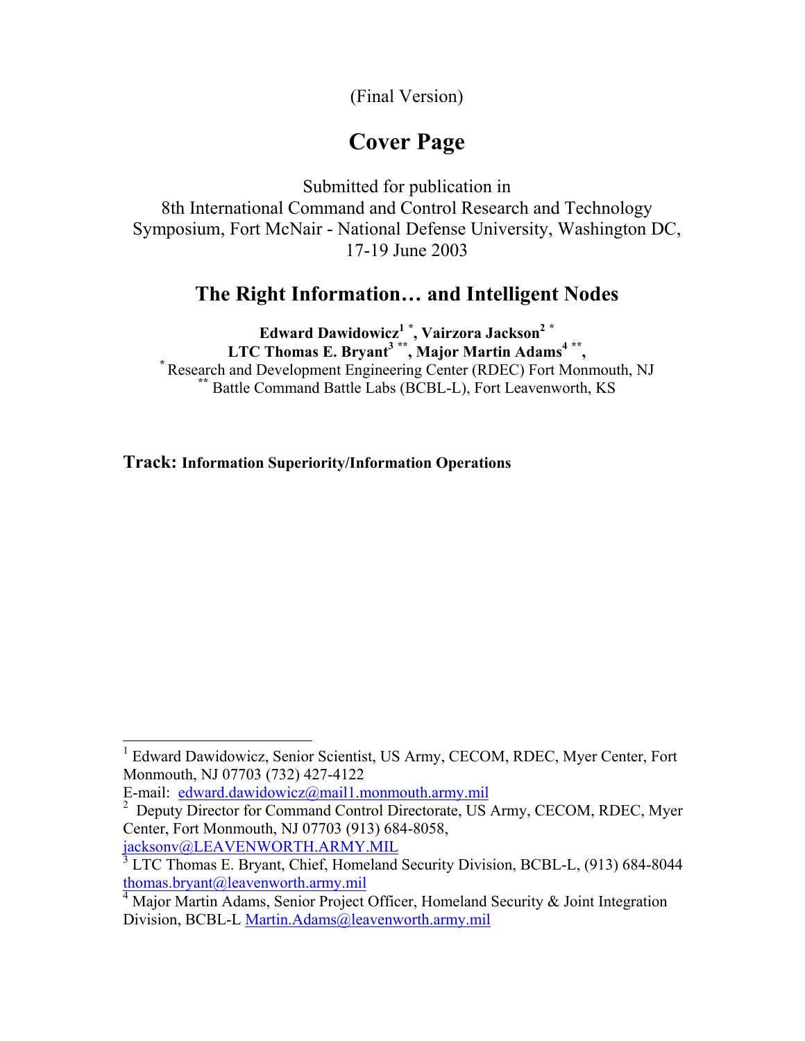(Final Version)

# Cover Page

Submitted for publication in
8th International Command and Control Research and Technology Symposium, Fort McNair - National Defense University, Washington DC, 17-19 June 2003

## The Right Information… and Intelligent Nodes

**Edward Dawidowicz[1] *, Vairzora Jackson[2] ***
**LTC Thomas E. Bryant[3] **, Major Martin Adams[4] **,**

* Research and Development Engineering Center (RDEC) Fort Monmouth, NJ
** Battle Command Battle Labs (BCBL-L), Fort Leavenworth, KS

**Track: Information Superiority/Information Operations**

---

[1] Edward Dawidowicz, Senior Scientist, US Army, CECOM, RDEC, Myer Center, Fort Monmouth, NJ 07703 (732) 427-4122
E-mail: edward.dawidowicz@mail1.monmouth.army.mil

[2] Deputy Director for Command Control Directorate, US Army, CECOM, RDEC, Myer Center, Fort Monmouth, NJ 07703 (913) 684-8058, jacksonv@LEAVENWORTH.ARMY.MIL

[3] LTC Thomas E. Bryant, Chief, Homeland Security Division, BCBL-L, (913) 684-8044 thomas.bryant@leavenworth.army.mil

[4] Major Martin Adams, Senior Project Officer, Homeland Security & Joint Integration Division, BCBL-L Martin.Adams@leavenworth.army.mil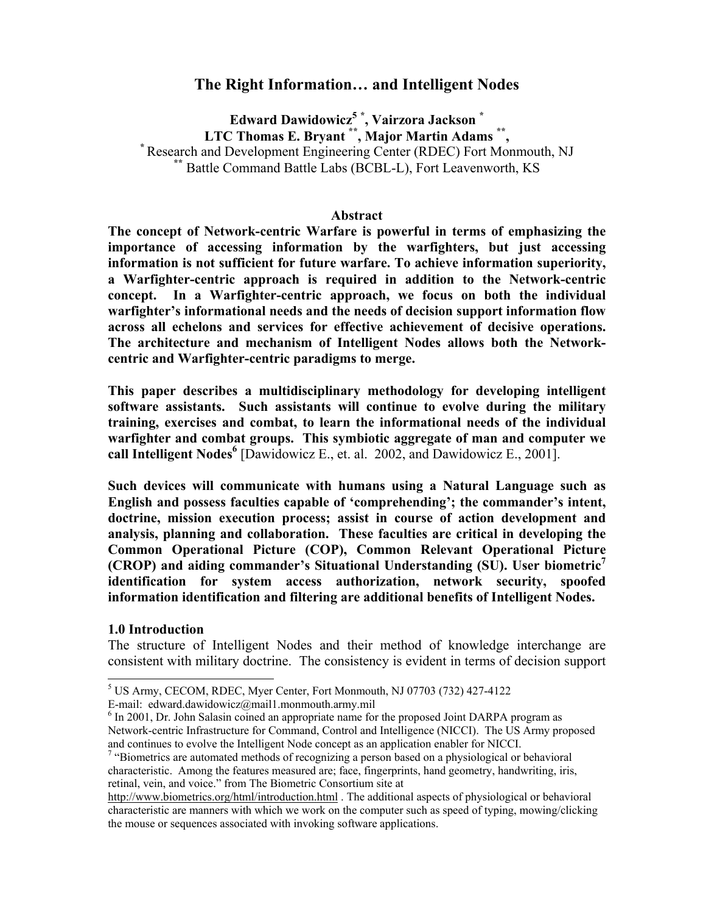# The Right Information… and Intelligent Nodes

**Edward Dawidowicz[5] \*, Vairzora Jackson \***
**LTC Thomas E. Bryant \*\*, Major Martin Adams \*\*,**
\* Research and Development Engineering Center (RDEC) Fort Monmouth, NJ
\*\* Battle Command Battle Labs (BCBL-L), Fort Leavenworth, KS

## Abstract

**The concept of Network-centric Warfare is powerful in terms of emphasizing the importance of accessing information by the warfighters, but just accessing information is not sufficient for future warfare. To achieve information superiority, a Warfighter-centric approach is required in addition to the Network-centric concept. In a Warfighter-centric approach, we focus on both the individual warfighter's informational needs and the needs of decision support information flow across all echelons and services for effective achievement of decisive operations. The architecture and mechanism of Intelligent Nodes allows both the Network-centric and Warfighter-centric paradigms to merge.**

**This paper describes a multidisciplinary methodology for developing intelligent software assistants. Such assistants will continue to evolve during the military training, exercises and combat, to learn the informational needs of the individual warfighter and combat groups. This symbiotic aggregate of man and computer we call Intelligent Nodes[6] [Dawidowicz E., et. al. 2002, and Dawidowicz E., 2001].**

**Such devices will communicate with humans using a Natural Language such as English and possess faculties capable of 'comprehending'; the commander's intent, doctrine, mission execution process; assist in course of action development and analysis, planning and collaboration. These faculties are critical in developing the Common Operational Picture (COP), Common Relevant Operational Picture (CROP) and aiding commander's Situational Understanding (SU). User biometric[7] identification for system access authorization, network security, spoofed information identification and filtering are additional benefits of Intelligent Nodes.**

## 1.0 Introduction

The structure of Intelligent Nodes and their method of knowledge interchange are consistent with military doctrine. The consistency is evident in terms of decision support

---

[5] US Army, CECOM, RDEC, Myer Center, Fort Monmouth, NJ 07703 (732) 427-4122
E-mail: edward.dawidowicz@mail1.monmouth.army.mil

[6] In 2001, Dr. John Salasin coined an appropriate name for the proposed Joint DARPA program as Network-centric Infrastructure for Command, Control and Intelligence (NICCI). The US Army proposed and continues to evolve the Intelligent Node concept as an application enabler for NICCI.

[7] "Biometrics are automated methods of recognizing a person based on a physiological or behavioral characteristic. Among the features measured are; face, fingerprints, hand geometry, handwriting, iris, retinal, vein, and voice." from The Biometric Consortium site at http://www.biometrics.org/html/introduction.html . The additional aspects of physiological or behavioral characteristic are manners with which we work on the computer such as speed of typing, mowing/clicking the mouse or sequences associated with invoking software applications.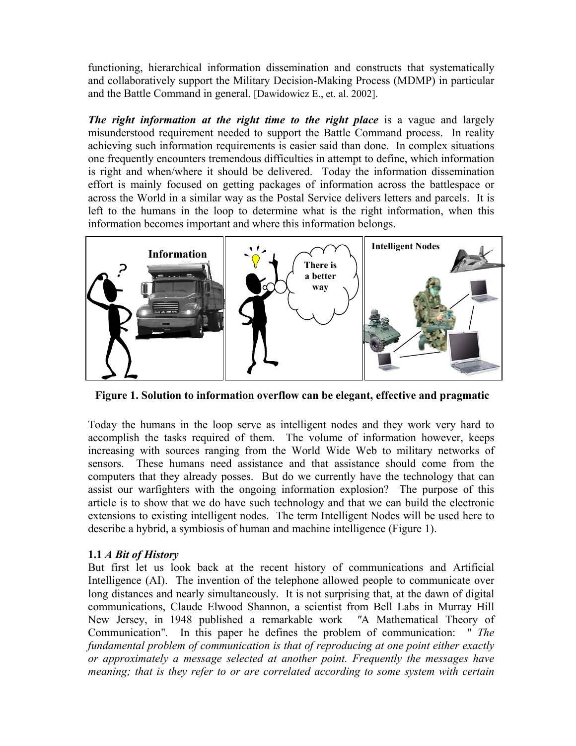functioning, hierarchical information dissemination and constructs that systematically and collaboratively support the Military Decision-Making Process (MDMP) in particular and the Battle Command in general. [Dawidowicz E., et. al. 2002].

***The right information at the right time to the right place*** is a vague and largely misunderstood requirement needed to support the Battle Command process. In reality achieving such information requirements is easier said than done. In complex situations one frequently encounters tremendous difficulties in attempt to define, which information is right and when/where it should be delivered. Today the information dissemination effort is mainly focused on getting packages of information across the battlespace or across the World in a similar way as the Postal Service delivers letters and parcels. It is left to the humans in the loop to determine what is the right information, when this information becomes important and where this information belongs.

**Figure 1. Solution to information overflow can be elegant, effective and pragmatic**

Today the humans in the loop serve as intelligent nodes and they work very hard to accomplish the tasks required of them. The volume of information however, keeps increasing with sources ranging from the World Wide Web to military networks of sensors. These humans need assistance and that assistance should come from the computers that they already posses. But do we currently have the technology that can assist our warfighters with the ongoing information explosion? The purpose of this article is to show that we do have such technology and that we can build the electronic extensions to existing intelligent nodes. The term Intelligent Nodes will be used here to describe a hybrid, a symbiosis of human and machine intelligence (Figure 1).

### 1.1 *A Bit of History*

But first let us look back at the recent history of communications and Artificial Intelligence (AI). The invention of the telephone allowed people to communicate over long distances and nearly simultaneously. It is not surprising that, at the dawn of digital communications, Claude Elwood Shannon, a scientist from Bell Labs in Murray Hill New Jersey, in 1948 published a remarkable work "A Mathematical Theory of Communication". In this paper he defines the problem of communication: " *The fundamental problem of communication is that of reproducing at one point either exactly or approximately a message selected at another point. Frequently the messages have meaning; that is they refer to or are correlated according to some system with certain*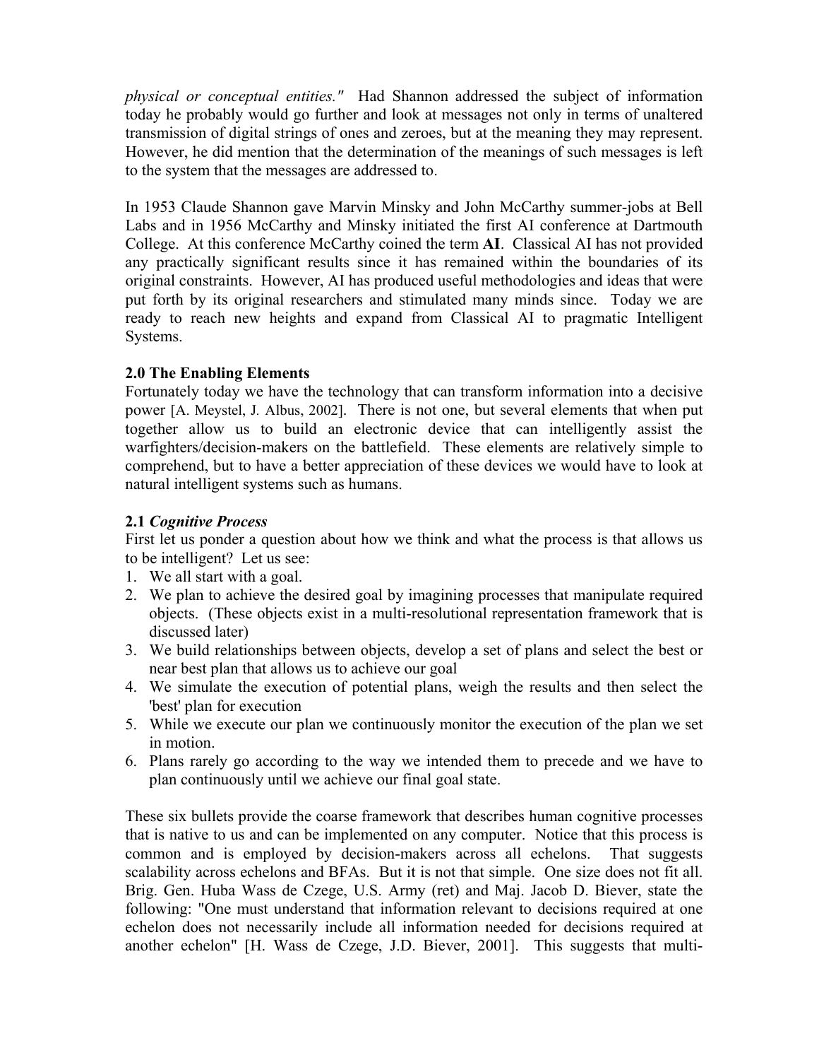*physical or conceptual entities."* Had Shannon addressed the subject of information today he probably would go further and look at messages not only in terms of unaltered transmission of digital strings of ones and zeroes, but at the meaning they may represent. However, he did mention that the determination of the meanings of such messages is left to the system that the messages are addressed to.

In 1953 Claude Shannon gave Marvin Minsky and John McCarthy summer-jobs at Bell Labs and in 1956 McCarthy and Minsky initiated the first AI conference at Dartmouth College. At this conference McCarthy coined the term **AI**. Classical AI has not provided any practically significant results since it has remained within the boundaries of its original constraints. However, AI has produced useful methodologies and ideas that were put forth by its original researchers and stimulated many minds since. Today we are ready to reach new heights and expand from Classical AI to pragmatic Intelligent Systems.

## 2.0 The Enabling Elements

Fortunately today we have the technology that can transform information into a decisive power [A. Meystel, J. Albus, 2002]. There is not one, but several elements that when put together allow us to build an electronic device that can intelligently assist the warfighters/decision-makers on the battlefield. These elements are relatively simple to comprehend, but to have a better appreciation of these devices we would have to look at natural intelligent systems such as humans.

### 2.1 *Cognitive Process*

First let us ponder a question about how we think and what the process is that allows us to be intelligent? Let us see:

1. We all start with a goal.
2. We plan to achieve the desired goal by imagining processes that manipulate required objects. (These objects exist in a multi-resolutional representation framework that is discussed later)
3. We build relationships between objects, develop a set of plans and select the best or near best plan that allows us to achieve our goal
4. We simulate the execution of potential plans, weigh the results and then select the 'best' plan for execution
5. While we execute our plan we continuously monitor the execution of the plan we set in motion.
6. Plans rarely go according to the way we intended them to precede and we have to plan continuously until we achieve our final goal state.

These six bullets provide the coarse framework that describes human cognitive processes that is native to us and can be implemented on any computer. Notice that this process is common and is employed by decision-makers across all echelons. That suggests scalability across echelons and BFAs. But it is not that simple. One size does not fit all. Brig. Gen. Huba Wass de Czege, U.S. Army (ret) and Maj. Jacob D. Biever, state the following: "One must understand that information relevant to decisions required at one echelon does not necessarily include all information needed for decisions required at another echelon" [H. Wass de Czege, J.D. Biever, 2001]. This suggests that multi-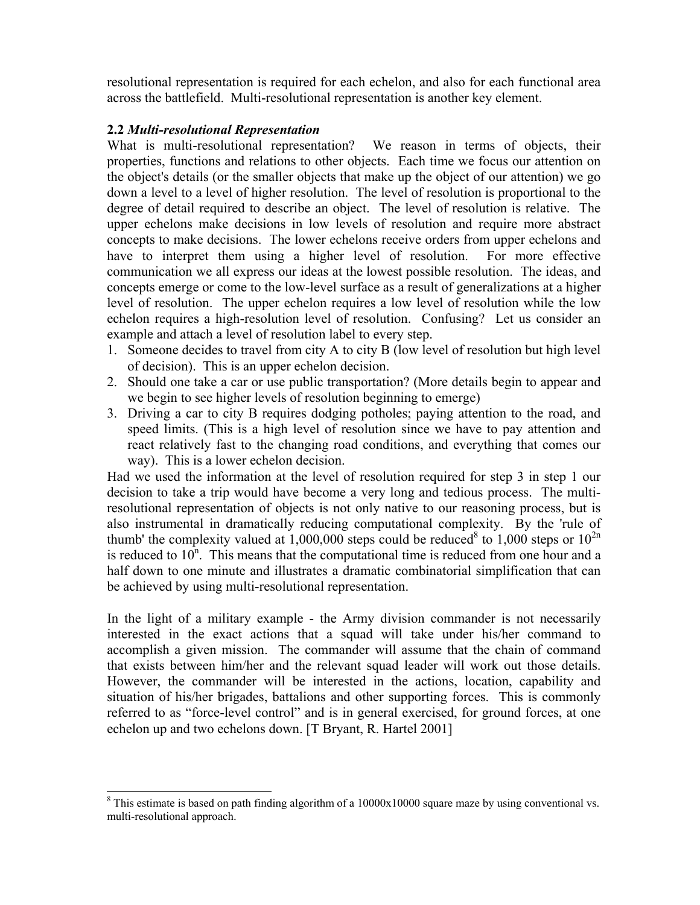resolutional representation is required for each echelon, and also for each functional area across the battlefield. Multi-resolutional representation is another key element.

### 2.2 *Multi-resolutional Representation*

What is multi-resolutional representation? We reason in terms of objects, their properties, functions and relations to other objects. Each time we focus our attention on the object's details (or the smaller objects that make up the object of our attention) we go down a level to a level of higher resolution. The level of resolution is proportional to the degree of detail required to describe an object. The level of resolution is relative. The upper echelons make decisions in low levels of resolution and require more abstract concepts to make decisions. The lower echelons receive orders from upper echelons and have to interpret them using a higher level of resolution. For more effective communication we all express our ideas at the lowest possible resolution. The ideas, and concepts emerge or come to the low-level surface as a result of generalizations at a higher level of resolution. The upper echelon requires a low level of resolution while the low echelon requires a high-resolution level of resolution. Confusing? Let us consider an example and attach a level of resolution label to every step.

1. Someone decides to travel from city A to city B (low level of resolution but high level of decision). This is an upper echelon decision.
2. Should one take a car or use public transportation? (More details begin to appear and we begin to see higher levels of resolution beginning to emerge)
3. Driving a car to city B requires dodging potholes; paying attention to the road, and speed limits. (This is a high level of resolution since we have to pay attention and react relatively fast to the changing road conditions, and everything that comes our way). This is a lower echelon decision.

Had we used the information at the level of resolution required for step 3 in step 1 our decision to take a trip would have become a very long and tedious process. The multi-resolutional representation of objects is not only native to our reasoning process, but is also instrumental in dramatically reducing computational complexity. By the 'rule of thumb' the complexity valued at 1,000,000 steps could be reduced[8] to 1,000 steps or $10^{2n}$ is reduced to $10^{n}$. This means that the computational time is reduced from one hour and a half down to one minute and illustrates a dramatic combinatorial simplification that can be achieved by using multi-resolutional representation.

In the light of a military example - the Army division commander is not necessarily interested in the exact actions that a squad will take under his/her command to accomplish a given mission. The commander will assume that the chain of command that exists between him/her and the relevant squad leader will work out those details. However, the commander will be interested in the actions, location, capability and situation of his/her brigades, battalions and other supporting forces. This is commonly referred to as "force-level control" and is in general exercised, for ground forces, at one echelon up and two echelons down. [T Bryant, R. Hartel 2001]

---

[8] This estimate is based on path finding algorithm of a 10000x10000 square maze by using conventional vs. multi-resolutional approach.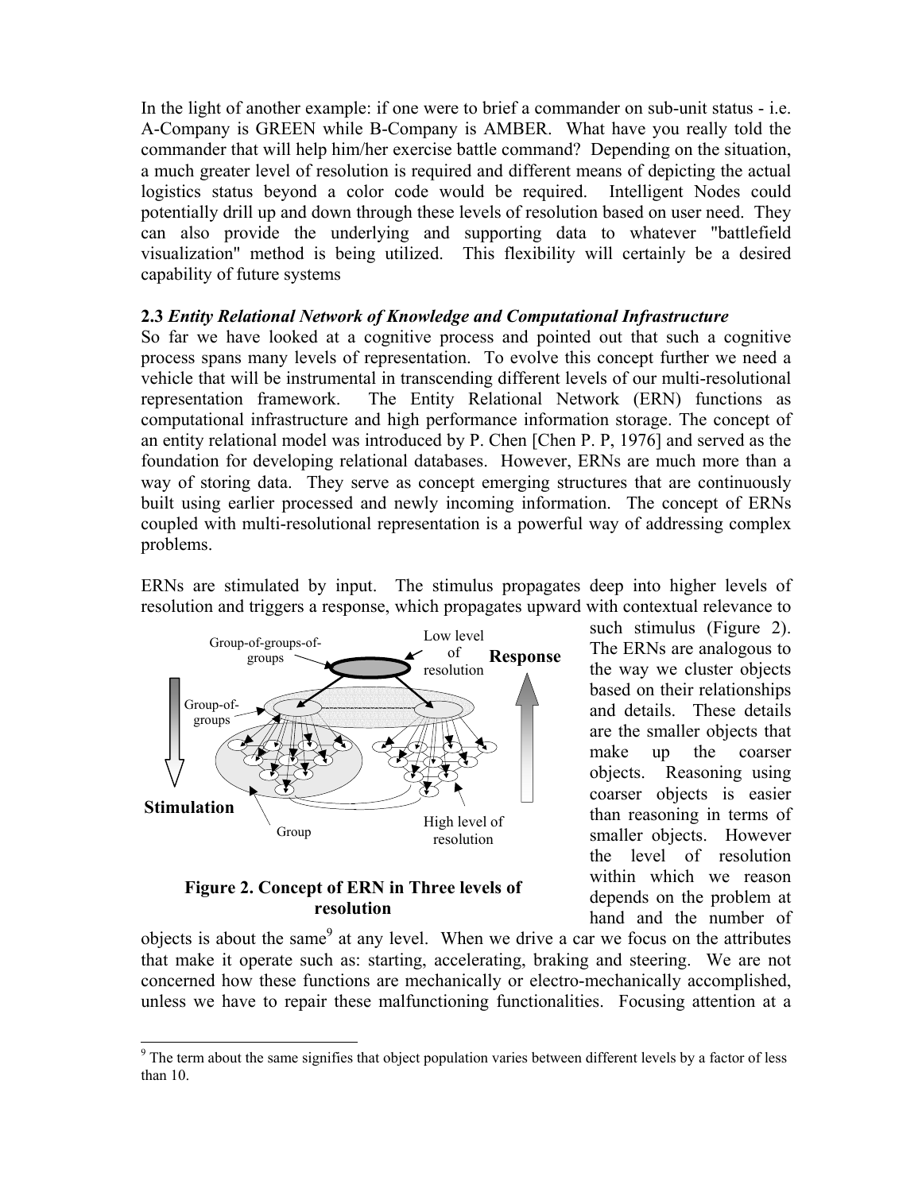In the light of another example: if one were to brief a commander on sub-unit status - i.e. A-Company is GREEN while B-Company is AMBER. What have you really told the commander that will help him/her exercise battle command? Depending on the situation, a much greater level of resolution is required and different means of depicting the actual logistics status beyond a color code would be required. Intelligent Nodes could potentially drill up and down through these levels of resolution based on user need. They can also provide the underlying and supporting data to whatever "battlefield visualization" method is being utilized. This flexibility will certainly be a desired capability of future systems

### 2.3 *Entity Relational Network of Knowledge and Computational Infrastructure*

So far we have looked at a cognitive process and pointed out that such a cognitive process spans many levels of representation. To evolve this concept further we need a vehicle that will be instrumental in transcending different levels of our multi-resolutional representation framework. The Entity Relational Network (ERN) functions as computational infrastructure and high performance information storage. The concept of an entity relational model was introduced by P. Chen [Chen P. P, 1976] and served as the foundation for developing relational databases. However, ERNs are much more than a way of storing data. They serve as concept emerging structures that are continuously built using earlier processed and newly incoming information. The concept of ERNs coupled with multi-resolutional representation is a powerful way of addressing complex problems.

ERNs are stimulated by input. The stimulus propagates deep into higher levels of resolution and triggers a response, which propagates upward with contextual relevance to such stimulus (Figure 2). The ERNs are analogous to the way we cluster objects based on their relationships and details. These details are the smaller objects that make up the coarser objects. Reasoning using coarser objects is easier than reasoning in terms of smaller objects. However the level of resolution within which we reason depends on the problem at hand and the number of objects is about the same[9] at any level. When we drive a car we focus on the attributes that make it operate such as: starting, accelerating, braking and steering. We are not concerned how these functions are mechanically or electro-mechanically accomplished, unless we have to repair these malfunctioning functionalities. Focusing attention at a

Group-of-groups-of-groups | Low level of resolution | Response | Group-of-groups | Stimulation | Group | High level of resolution

**Figure 2. Concept of ERN in Three levels of resolution**

[9] The term about the same signifies that object population varies between different levels by a factor of less than 10.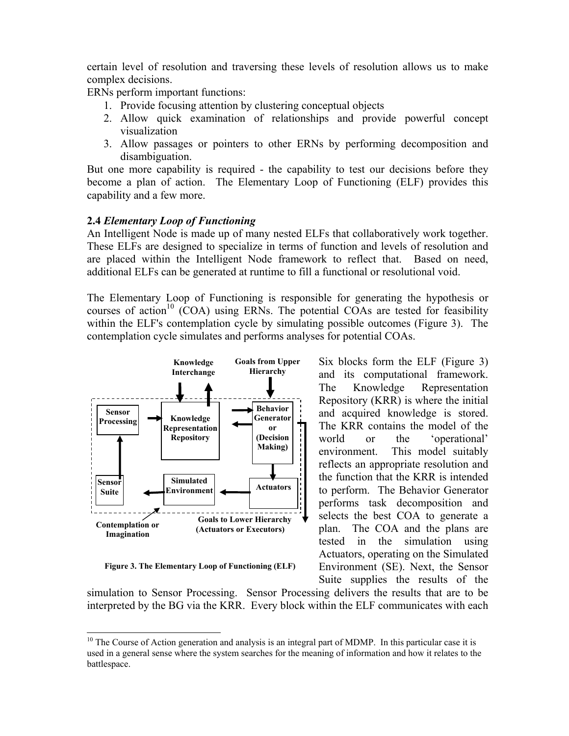certain level of resolution and traversing these levels of resolution allows us to make complex decisions.

ERNs perform important functions:

1. Provide focusing attention by clustering conceptual objects
2. Allow quick examination of relationships and provide powerful concept visualization
3. Allow passages or pointers to other ERNs by performing decomposition and disambiguation.

But one more capability is required - the capability to test our decisions before they become a plan of action. The Elementary Loop of Functioning (ELF) provides this capability and a few more.

### 2.4 *Elementary Loop of Functioning*

An Intelligent Node is made up of many nested ELFs that collaboratively work together. These ELFs are designed to specialize in terms of function and levels of resolution and are placed within the Intelligent Node framework to reflect that. Based on need, additional ELFs can be generated at runtime to fill a functional or resolutional void.

The Elementary Loop of Functioning is responsible for generating the hypothesis or courses of action[10] (COA) using ERNs. The potential COAs are tested for feasibility within the ELF's contemplation cycle by simulating possible outcomes (Figure 3). The contemplation cycle simulates and performs analyses for potential COAs.

Knowledge Interchange | Goals from Upper Hierarchy | Sensor Processing | Knowledge Representation Repository | Behavior Generator or (Decision Making) | Sensor Suite | Simulated Environment | Actuators | Contemplation or Imagination | Goals to Lower Hierarchy (Actuators or Executors)

**Figure 3. The Elementary Loop of Functioning (ELF)**

Six blocks form the ELF (Figure 3) and its computational framework. The Knowledge Representation Repository (KRR) is where the initial and acquired knowledge is stored. The KRR contains the model of the world or the 'operational' environment. This model suitably reflects an appropriate resolution and the function that the KRR is intended to perform. The Behavior Generator performs task decomposition and selects the best COA to generate a plan. The COA and the plans are tested in the simulation using Actuators, operating on the Simulated Environment (SE). Next, the Sensor Suite supplies the results of the simulation to Sensor Processing. Sensor Processing delivers the results that are to be interpreted by the BG via the KRR. Every block within the ELF communicates with each

---

[10] The Course of Action generation and analysis is an integral part of MDMP. In this particular case it is used in a general sense where the system searches for the meaning of information and how it relates to the battlespace.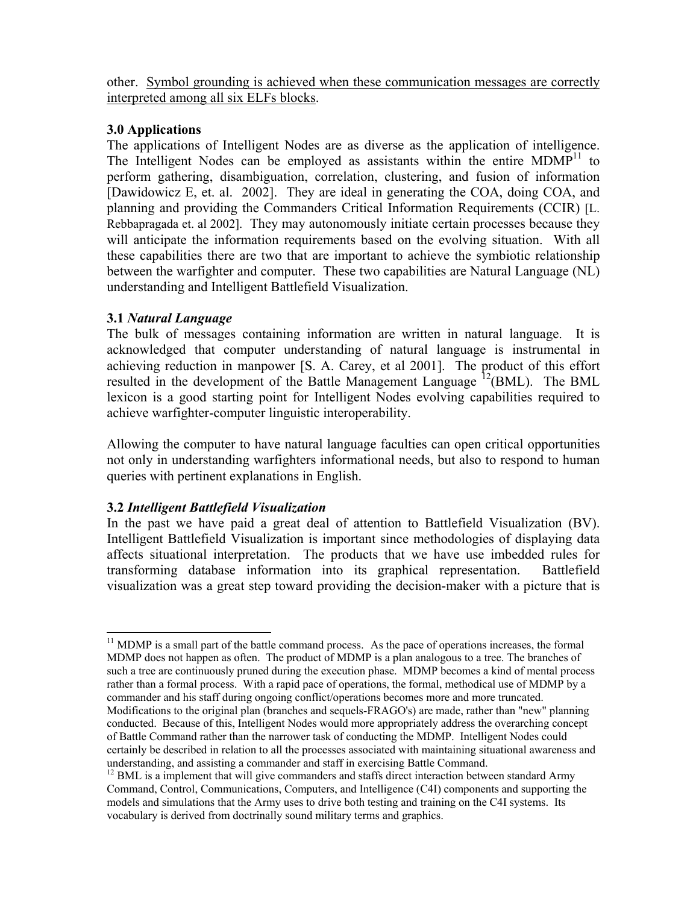other. <u>Symbol grounding is achieved when these communication messages are correctly interpreted among all six ELFs blocks</u>.

### 3.0 Applications

The applications of Intelligent Nodes are as diverse as the application of intelligence. The Intelligent Nodes can be employed as assistants within the entire MDMP[11] to perform gathering, disambiguation, correlation, clustering, and fusion of information [Dawidowicz E, et. al. 2002]. They are ideal in generating the COA, doing COA, and planning and providing the Commanders Critical Information Requirements (CCIR) [L. Rebbapragada et. al 2002]. They may autonomously initiate certain processes because they will anticipate the information requirements based on the evolving situation. With all these capabilities there are two that are important to achieve the symbiotic relationship between the warfighter and computer. These two capabilities are Natural Language (NL) understanding and Intelligent Battlefield Visualization.

### 3.1 *Natural Language*

The bulk of messages containing information are written in natural language. It is acknowledged that computer understanding of natural language is instrumental in achieving reduction in manpower [S. A. Carey, et al 2001]. The product of this effort resulted in the development of the Battle Management Language [12](BML). The BML lexicon is a good starting point for Intelligent Nodes evolving capabilities required to achieve warfighter-computer linguistic interoperability.

Allowing the computer to have natural language faculties can open critical opportunities not only in understanding warfighters informational needs, but also to respond to human queries with pertinent explanations in English.

### 3.2 *Intelligent Battlefield Visualization*

In the past we have paid a great deal of attention to Battlefield Visualization (BV). Intelligent Battlefield Visualization is important since methodologies of displaying data affects situational interpretation. The products that we have use imbedded rules for transforming database information into its graphical representation. Battlefield visualization was a great step toward providing the decision-maker with a picture that is

---

[11] MDMP is a small part of the battle command process. As the pace of operations increases, the formal MDMP does not happen as often. The product of MDMP is a plan analogous to a tree. The branches of such a tree are continuously pruned during the execution phase. MDMP becomes a kind of mental process rather than a formal process. With a rapid pace of operations, the formal, methodical use of MDMP by a commander and his staff during ongoing conflict/operations becomes more and more truncated. Modifications to the original plan (branches and sequels-FRAGO's) are made, rather than "new" planning conducted. Because of this, Intelligent Nodes would more appropriately address the overarching concept of Battle Command rather than the narrower task of conducting the MDMP. Intelligent Nodes could certainly be described in relation to all the processes associated with maintaining situational awareness and understanding, and assisting a commander and staff in exercising Battle Command.

[12] BML is a implement that will give commanders and staffs direct interaction between standard Army Command, Control, Communications, Computers, and Intelligence (C4I) components and supporting the models and simulations that the Army uses to drive both testing and training on the C4I systems. Its vocabulary is derived from doctrinally sound military terms and graphics.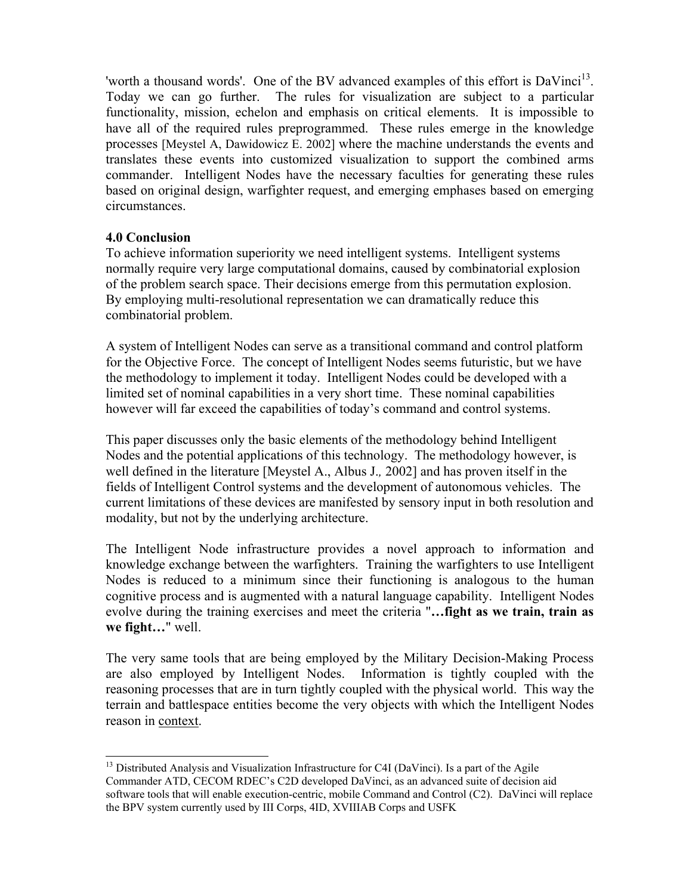'worth a thousand words'. One of the BV advanced examples of this effort is DaVinci[13]. Today we can go further. The rules for visualization are subject to a particular functionality, mission, echelon and emphasis on critical elements. It is impossible to have all of the required rules preprogrammed. These rules emerge in the knowledge processes [Meystel A, Dawidowicz E. 2002] where the machine understands the events and translates these events into customized visualization to support the combined arms commander. Intelligent Nodes have the necessary faculties for generating these rules based on original design, warfighter request, and emerging emphases based on emerging circumstances.

**4.0 Conclusion**

To achieve information superiority we need intelligent systems. Intelligent systems normally require very large computational domains, caused by combinatorial explosion of the problem search space. Their decisions emerge from this permutation explosion. By employing multi-resolutional representation we can dramatically reduce this combinatorial problem.

A system of Intelligent Nodes can serve as a transitional command and control platform for the Objective Force. The concept of Intelligent Nodes seems futuristic, but we have the methodology to implement it today. Intelligent Nodes could be developed with a limited set of nominal capabilities in a very short time. These nominal capabilities however will far exceed the capabilities of today's command and control systems.

This paper discusses only the basic elements of the methodology behind Intelligent Nodes and the potential applications of this technology. The methodology however, is well defined in the literature [Meystel A., Albus J., 2002] and has proven itself in the fields of Intelligent Control systems and the development of autonomous vehicles. The current limitations of these devices are manifested by sensory input in both resolution and modality, but not by the underlying architecture.

The Intelligent Node infrastructure provides a novel approach to information and knowledge exchange between the warfighters. Training the warfighters to use Intelligent Nodes is reduced to a minimum since their functioning is analogous to the human cognitive process and is augmented with a natural language capability. Intelligent Nodes evolve during the training exercises and meet the criteria "**…fight as we train, train as we fight…**" well.

The very same tools that are being employed by the Military Decision-Making Process are also employed by Intelligent Nodes. Information is tightly coupled with the reasoning processes that are in turn tightly coupled with the physical world. This way the terrain and battlespace entities become the very objects with which the Intelligent Nodes reason in <u>context</u>.

---

[13] Distributed Analysis and Visualization Infrastructure for C4I (DaVinci). Is a part of the Agile Commander ATD, CECOM RDEC's C2D developed DaVinci, as an advanced suite of decision aid software tools that will enable execution-centric, mobile Command and Control (C2). DaVinci will replace the BPV system currently used by III Corps, 4ID, XVIIIAB Corps and USFK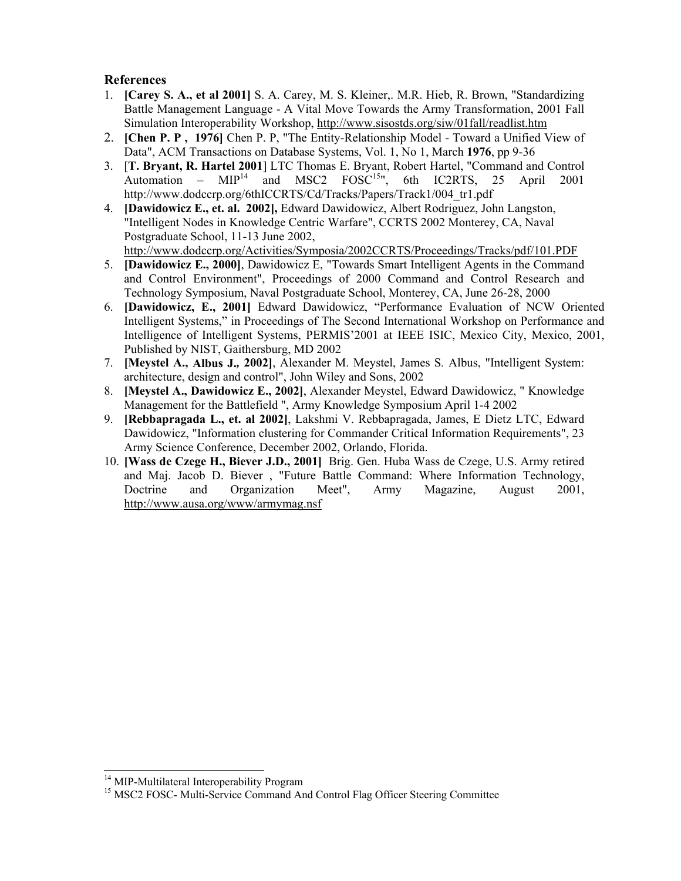## References

1. **[Carey S. A., et al 2001]** S. A. Carey, M. S. Kleiner,. M.R. Hieb, R. Brown, "Standardizing Battle Management Language - A Vital Move Towards the Army Transformation, 2001 Fall Simulation Interoperability Workshop, http://www.sisostds.org/siw/01fall/readlist.htm
2. **[Chen P. P , 1976]** Chen P. P, "The Entity-Relationship Model - Toward a Unified View of Data", ACM Transactions on Database Systems, Vol. 1, No 1, March **1976**, pp 9-36
3. [**T. Bryant, R. Hartel 2001**] LTC Thomas E. Bryant, Robert Hartel, "Command and Control Automation – MIP[14] and MSC2 FOSC[15]", 6th IC2RTS, 25 April 2001 http://www.dodccrp.org/6thICCRTS/Cd/Tracks/Papers/Track1/004_tr1.pdf
4. **[Dawidowicz E., et. al. 2002],** Edward Dawidowicz, Albert Rodriguez, John Langston, "Intelligent Nodes in Knowledge Centric Warfare", CCRTS 2002 Monterey, CA, Naval Postgraduate School, 11-13 June 2002, http://www.dodccrp.org/Activities/Symposia/2002CCRTS/Proceedings/Tracks/pdf/101.PDF
5. **[Dawidowicz E., 2000]**, Dawidowicz E, "Towards Smart Intelligent Agents in the Command and Control Environment", Proceedings of 2000 Command and Control Research and Technology Symposium, Naval Postgraduate School, Monterey, CA, June 26-28, 2000
6. **[Dawidowicz, E., 2001]** Edward Dawidowicz, "Performance Evaluation of NCW Oriented Intelligent Systems," in Proceedings of The Second International Workshop on Performance and Intelligence of Intelligent Systems, PERMIS'2001 at IEEE ISIC, Mexico City, Mexico, 2001, Published by NIST, Gaithersburg, MD 2002
7. **[Meystel A., Albus J., 2002]**, Alexander M. Meystel, James S. Albus, "Intelligent System: architecture, design and control", John Wiley and Sons, 2002
8. **[Meystel A., Dawidowicz E., 2002]**, Alexander Meystel, Edward Dawidowicz, " Knowledge Management for the Battlefield ", Army Knowledge Symposium April 1-4 2002
9. **[Rebbapragada L., et. al 2002]**, Lakshmi V. Rebbapragada, James, E Dietz LTC, Edward Dawidowicz, "Information clustering for Commander Critical Information Requirements", 23 Army Science Conference, December 2002, Orlando, Florida.
10. **[Wass de Czege H., Biever J.D., 2001]** Brig. Gen. Huba Wass de Czege, U.S. Army retired and Maj. Jacob D. Biever , "Future Battle Command: Where Information Technology, Doctrine and Organization Meet", Army Magazine, August 2001, http://www.ausa.org/www/armymag.nsf

---

[14] MIP-Multilateral Interoperability Program

[15] MSC2 FOSC- Multi-Service Command And Control Flag Officer Steering Committee